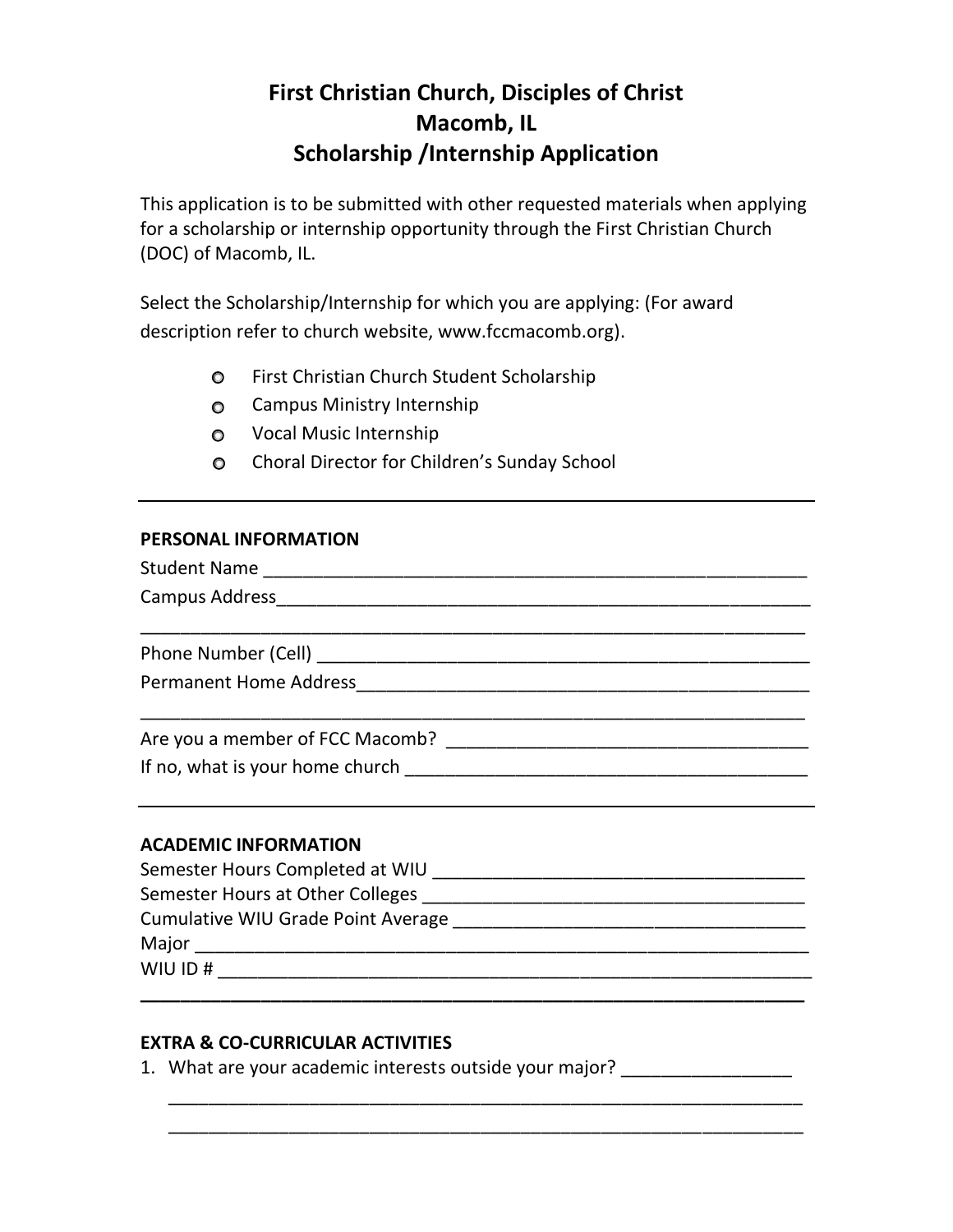# First Christian Church, Disciples of Christ
# Macomb, IL
# Scholarship /Internship Application

This application is to be submitted with other requested materials when applying for a scholarship or internship opportunity through the First Christian Church (DOC) of Macomb, IL.

Select the Scholarship/Internship for which you are applying: (For award description refer to church website, www.fccmacomb.org).

- ○ First Christian Church Student Scholarship
- ○ Campus Ministry Internship
- ○ Vocal Music Internship
- ○ Choral Director for Children's Sunday School

---

**PERSONAL INFORMATION**

Student Name ________________________________________________________

Campus Address______________________________________________________

_____________________________________________________________________

Phone Number (Cell) __________________________________________________

Permanent Home Address______________________________________________

_____________________________________________________________________

Are you a member of FCC Macomb? ____________________________________

If no, what is your home church _________________________________________

---

**ACADEMIC INFORMATION**

Semester Hours Completed at WIU ______________________________________

Semester Hours at Other Colleges ______________________________________

Cumulative WIU Grade Point Average ____________________________________

Major _______________________________________________________________

WIU ID # ____________________________________________________________

---

**EXTRA & CO-CURRICULAR ACTIVITIES**

1. What are your academic interests outside your major? _________________

   _________________________________________________________________

   _________________________________________________________________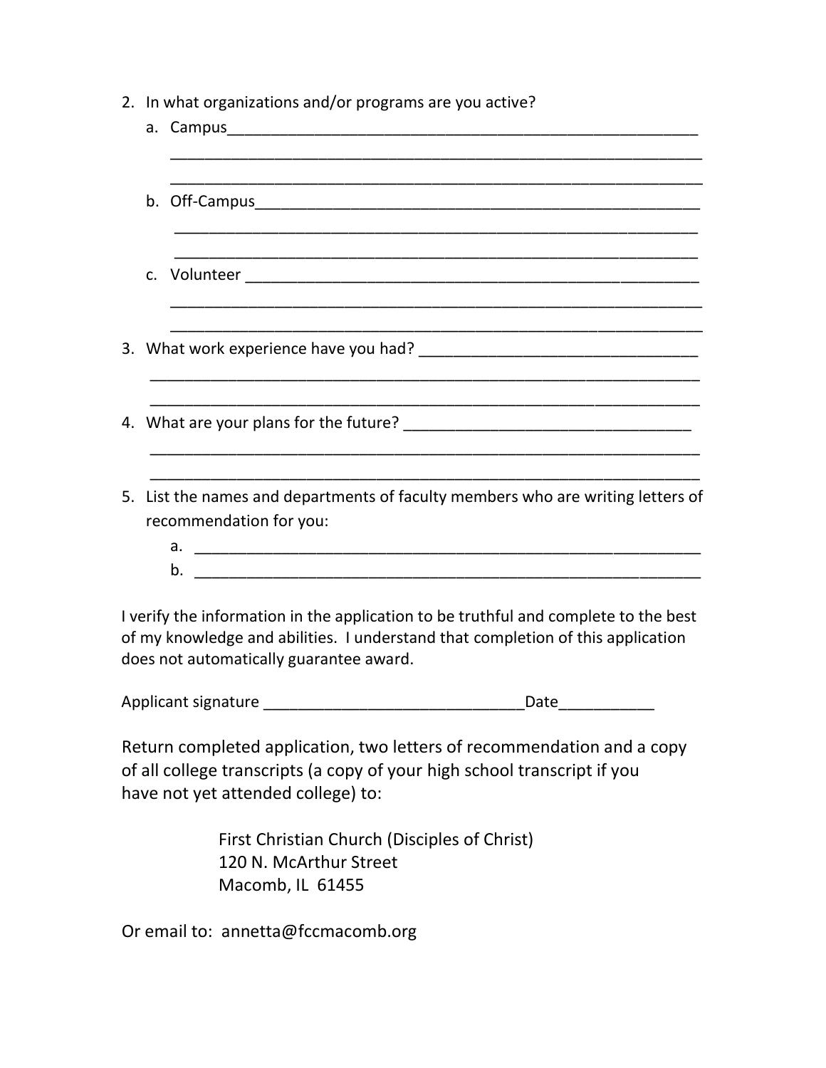2. In what organizations and/or programs are you active?
   a. Campus____________________________________________________________
   ________________________________________________________________
   ________________________________________________________________
   b. Off-Campus________________________________________________________
   ________________________________________________________________
   ________________________________________________________________
   c. Volunteer _________________________________________________________
   ________________________________________________________________
   ________________________________________________________________
3. What work experience have you had? ___________________________________
   ________________________________________________________________
   ________________________________________________________________
4. What are your plans for the future? ___________________________________
   ________________________________________________________________
   ________________________________________________________________
5. List the names and departments of faculty members who are writing letters of recommendation for you:
   a. ______________________________________________________________
   b. ______________________________________________________________

I verify the information in the application to be truthful and complete to the best of my knowledge and abilities. I understand that completion of this application does not automatically guarantee award.

Applicant signature ______________________________Date___________

Return completed application, two letters of recommendation and a copy of all college transcripts (a copy of your high school transcript if you have not yet attended college) to:

First Christian Church (Disciples of Christ)
120 N. McArthur Street
Macomb, IL 61455

Or email to: annetta@fccmacomb.org